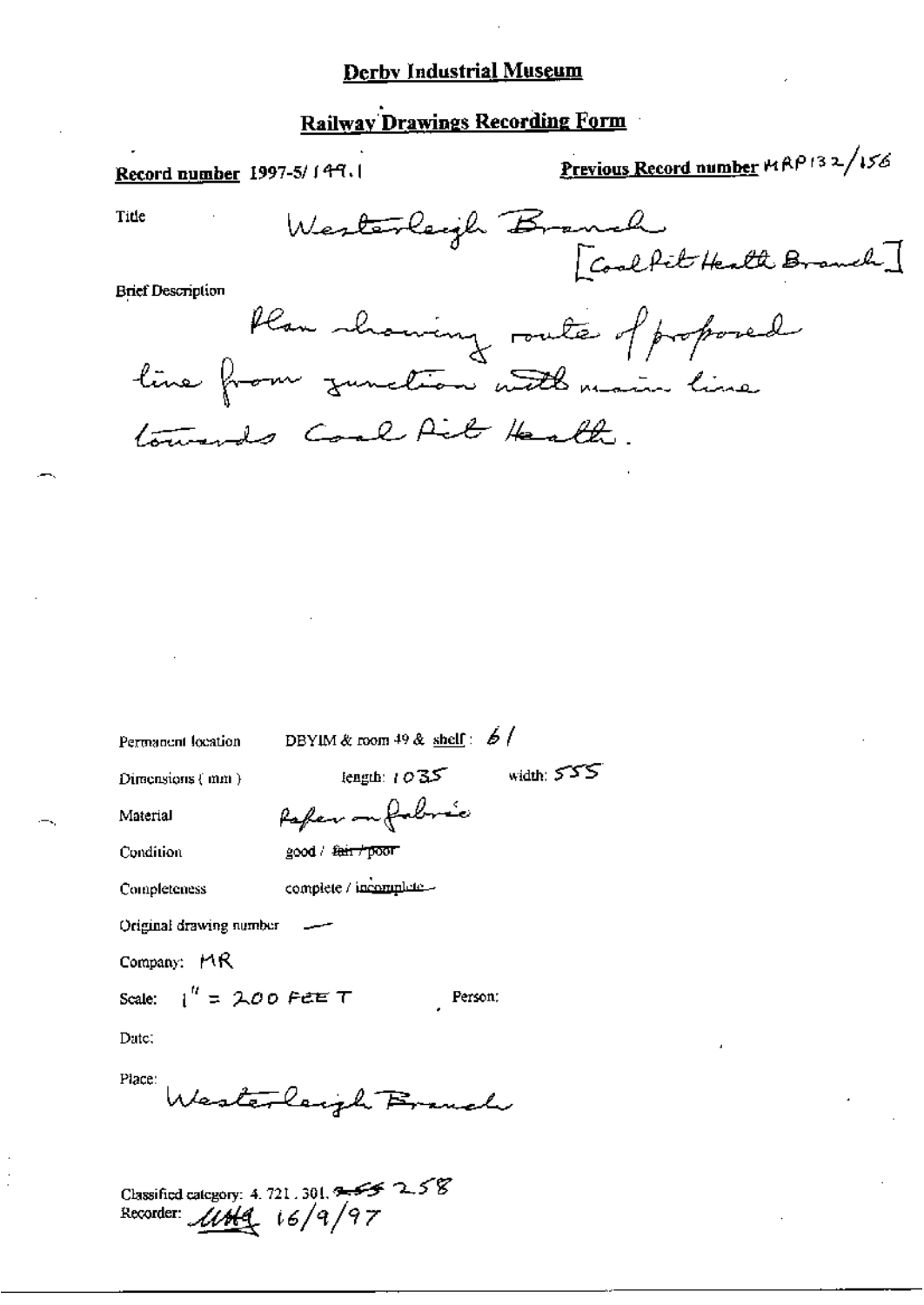# Derby Industrial Museum

## Railway Drawings Recording Form

**Record number** 1997-5/ 149.1

**Previous Record number** MRP132/156

Title

Westerleigh Branch
[Coal Pit Heath Branch]

Brief Description

Plan showing route of proposed line from junction with main line towards Coal Pit Heath.

Permanent location: DBYIM & room 49 & shelf: 61

Dimensions (mm): length: 1035 width: 555

Material: Paper on fabric

Condition: good / ~~fair / poor~~

Completeness: complete / ~~incomplete~~

Original drawing number: —

Company: MR

Scale: 1" = 200 FEET

Person:

Date:

Place: Westerleigh Branch

Classified category: 4. 721. 301. ~~255~~ 258

Recorder: UMG 16/9/97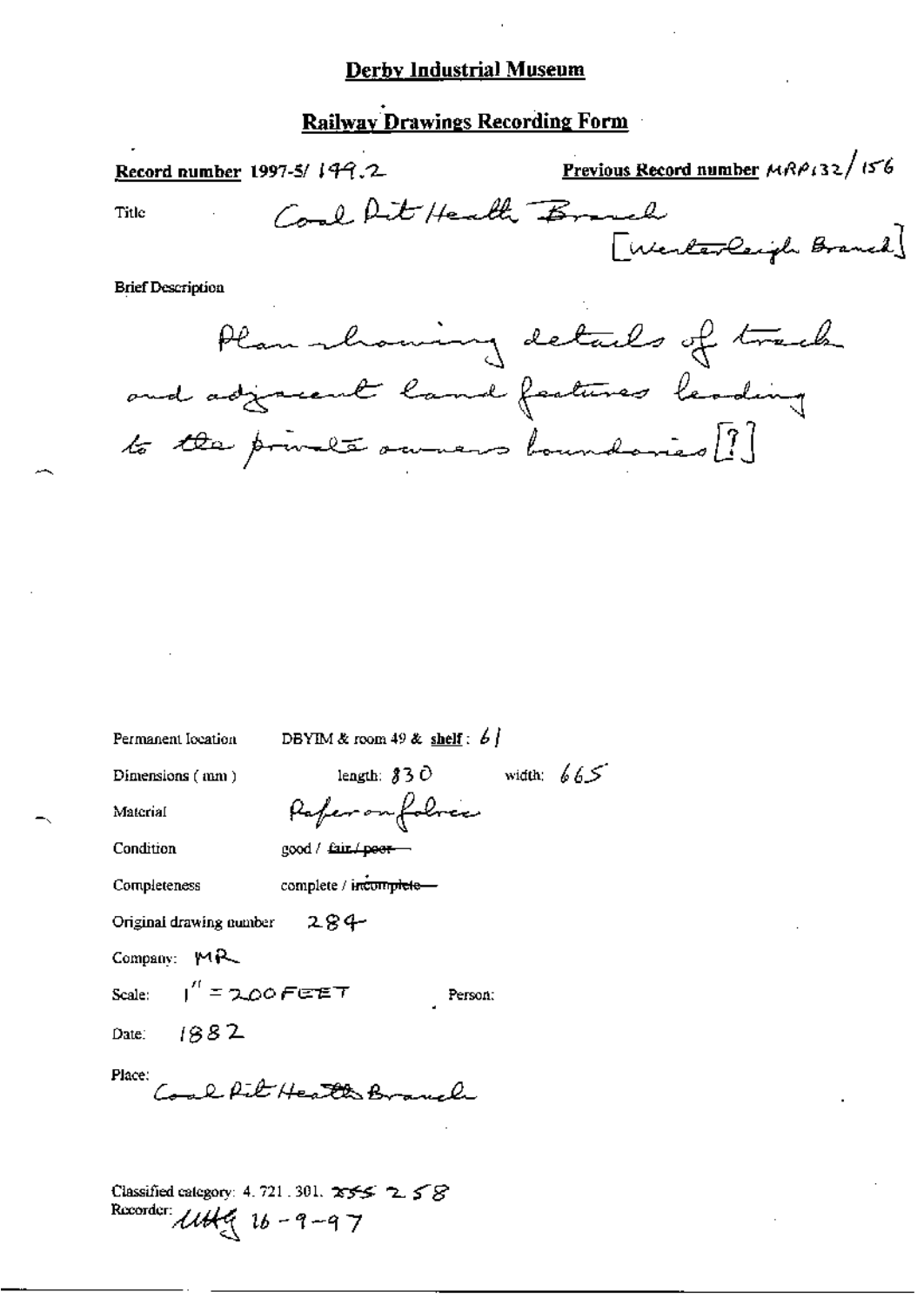# Derby Industrial Museum

## Railway Drawings Recording Form

**Record number** 1997-5/ 149.2

**Previous Record number** MRP132/156

Title: Coal Pit Heath Branch [Westerleigh Branch]

Brief Description

Plan showing details of track and adjacent land features leading to the private owners boundaries [?]

Permanent location: DBYIM & room 49 & **shelf**: 61

Dimensions (mm): length: 830 width: 665

Material: Paper on fabric

Condition: good / ~~fair / poor~~

Completeness: complete / ~~incomplete~~

Original drawing number: 284

Company: MR

Scale: 1" = 200 FEET

Person:

Date: 1882

Place: Coal Pit Heath Branch

Classified category: 4.721.301. ~~255~~ 258

Recorder: UHG 16-9-97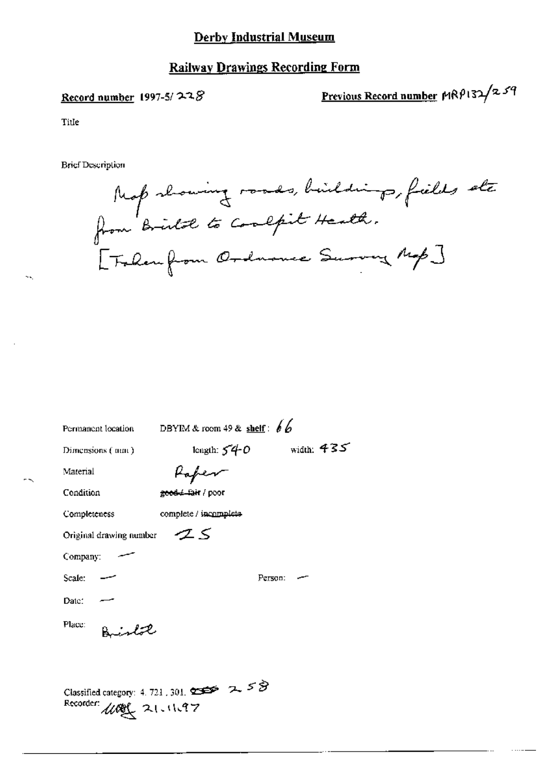# Derby Industrial Museum

## Railway Drawings Recording Form

**Record number** 1997-5/228

**Previous Record number** MRP132/259

Title

Brief Description

Map showing roads, buildings, fields etc from Bristol to Coalpit Heath.
[Taken from Ordnance Survey Map]

Permanent location DBYIM & room 49 & **shelf**: 66

Dimensions (mm) length: 540 width: 435

Material Paper

Condition ~~good / fair~~ / poor

Completeness complete / ~~incomplete~~

Original drawing number 25

Company: —

Scale: — Person: —

Date: —

Place: Bristol

Classified category: 4. 721, 301. ~~259~~ 258

Recorder: [signature] 21.11.97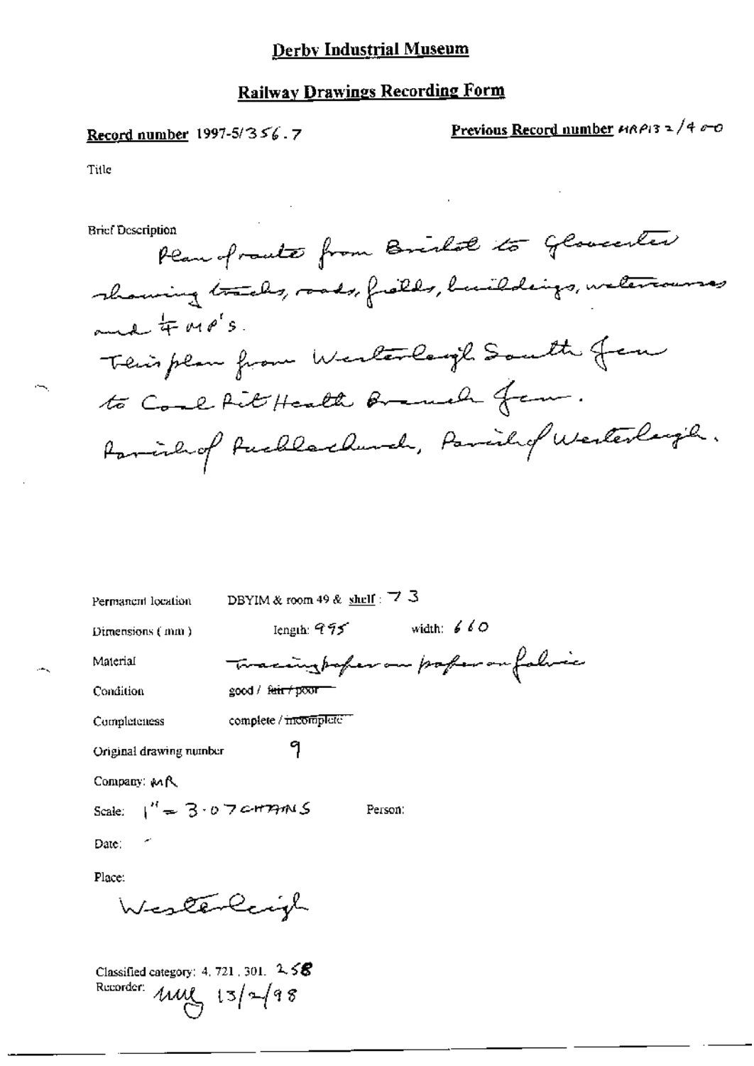# Derby Industrial Museum

## Railway Drawings Recording Form

**Record number** 1997-5/356.7

**Previous Record number** MRP132/400

Title

Brief Description

Plan of route from Bristol to Gloucester showing tracks, roads, fields, buildings, watercourses and ¼ MP's.
This plan from Westerleigh South Jcn to Coal Pit Heath Branch Jcn.
Parish of Pucklechurch, Parish of Westerleigh.

Permanent location DBYIM & room 49 & shelf: 73

Dimensions (mm) length: 995 width: 660

Material Tracing paper on paper on fabric

Condition good / ~~fair / poor~~

Completeness complete / ~~incomplete~~

Original drawing number 9

Company: MR

Scale: 1" = 3.07 CHAINS Person:

Date:

Place:

Westerleigh

Classified category: 4. 721. 301. 2.58

Recorder: MMG 13/2/98